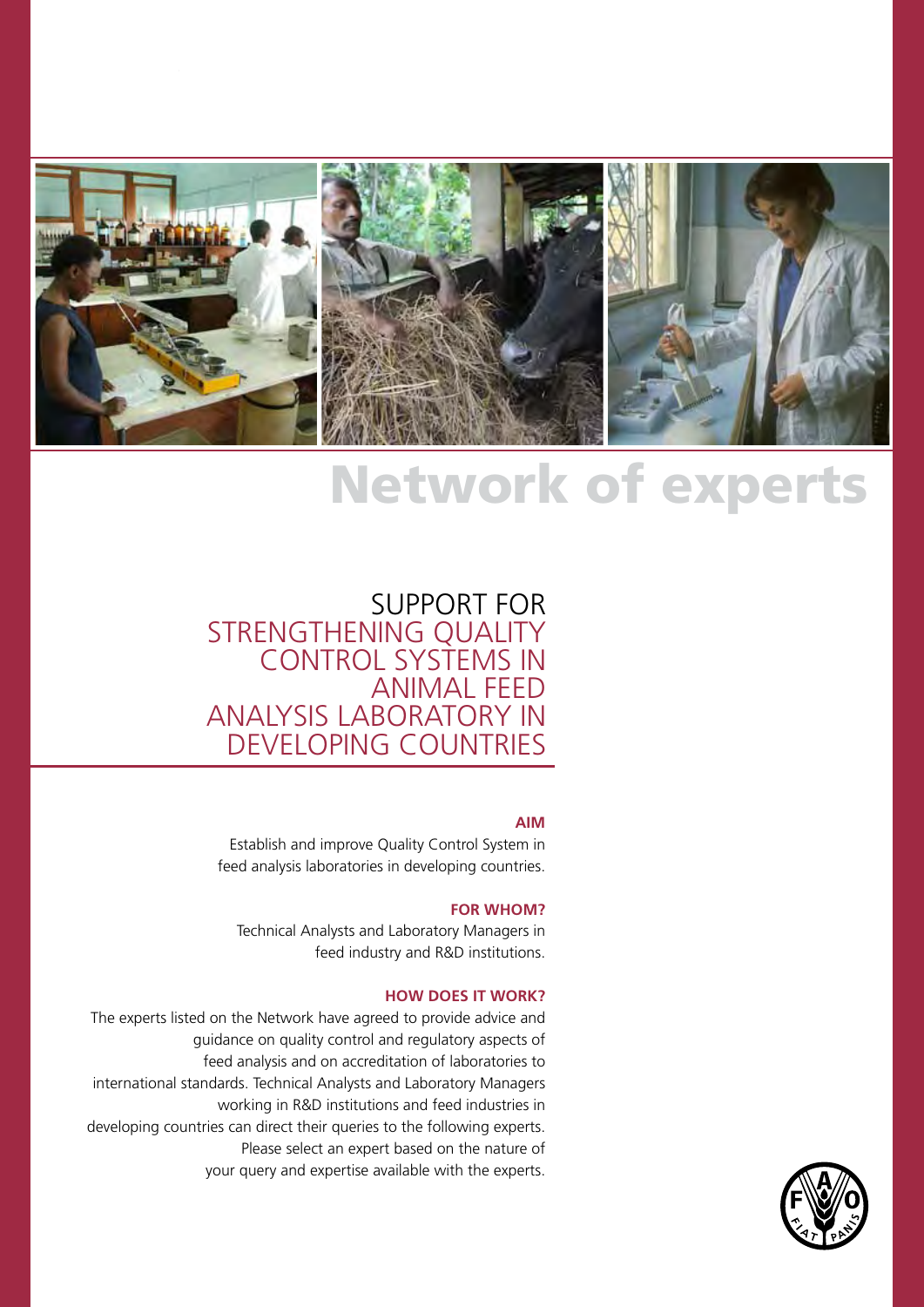# Network of experts

## SUPPORT FOR STRENGTHENING QUALITY CONTROL SYSTEMS IN ANIMAL FEED ANALYSIS LABORATORY IN DEVELOPING COUNTRIES

**AIM**

Establish and improve Quality Control System in feed analysis laboratories in developing countries.

**FOR WHOM?**

Technical Analysts and Laboratory Managers in feed industry and R&D institutions.

**HOW DOES IT WORK?**

The experts listed on the Network have agreed to provide advice and guidance on quality control and regulatory aspects of feed analysis and on accreditation of laboratories to international standards. Technical Analysts and Laboratory Managers working in R&D institutions and feed industries in developing countries can direct their queries to the following experts. Please select an expert based on the nature of your query and expertise available with the experts.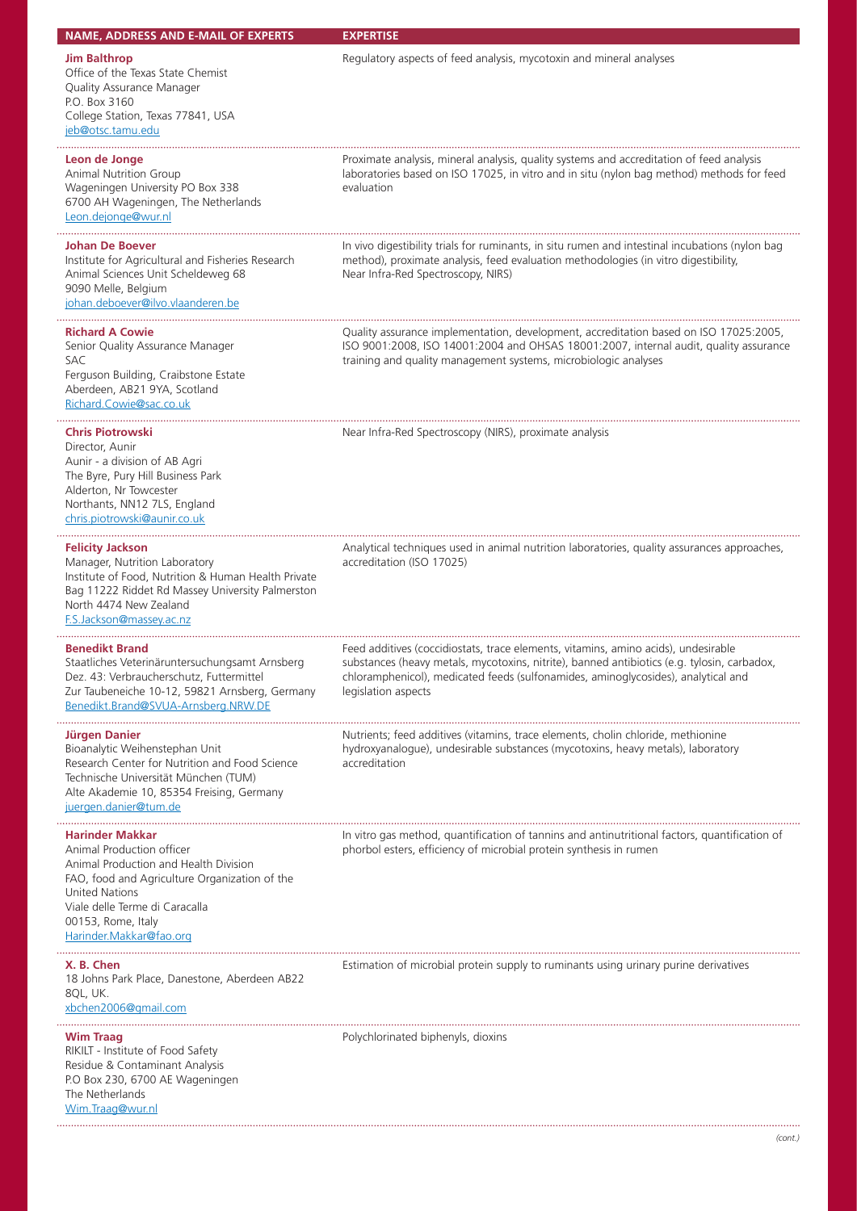| NAME, ADDRESS AND E-MAIL OF EXPERTS | EXPERTISE |
|---|---|
| **Jim Balthrop**<br>Office of the Texas State Chemist<br>Quality Assurance Manager<br>P.O. Box 3160<br>College Station, Texas 77841, USA<br>jeb@otsc.tamu.edu | Regulatory aspects of feed analysis, mycotoxin and mineral analyses |
| **Leon de Jonge**<br>Animal Nutrition Group<br>Wageningen University PO Box 338<br>6700 AH Wageningen, The Netherlands<br>Leon.dejonge@wur.nl | Proximate analysis, mineral analysis, quality systems and accreditation of feed analysis laboratories based on ISO 17025, in vitro and in situ (nylon bag method) methods for feed evaluation |
| **Johan De Boever**<br>Institute for Agricultural and Fisheries Research<br>Animal Sciences Unit Scheldeweg 68<br>9090 Melle, Belgium<br>johan.deboever@ilvo.vlaanderen.be | In vivo digestibility trials for ruminants, in situ rumen and intestinal incubations (nylon bag method), proximate analysis, feed evaluation methodologies (in vitro digestibility, Near Infra-Red Spectroscopy, NIRS) |
| **Richard A Cowie**<br>Senior Quality Assurance Manager<br>SAC<br>Ferguson Building, Craibstone Estate<br>Aberdeen, AB21 9YA, Scotland<br>Richard.Cowie@sac.co.uk | Quality assurance implementation, development, accreditation based on ISO 17025:2005, ISO 9001:2008, ISO 14001:2004 and OHSAS 18001:2007, internal audit, quality assurance training and quality management systems, microbiologic analyses |
| **Chris Piotrowski**<br>Director, Aunir<br>Aunir - a division of AB Agri<br>The Byre, Pury Hill Business Park<br>Alderton, Nr Towcester<br>Northants, NN12 7LS, England<br>chris.piotrowski@aunir.co.uk | Near Infra-Red Spectroscopy (NIRS), proximate analysis |
| **Felicity Jackson**<br>Manager, Nutrition Laboratory<br>Institute of Food, Nutrition & Human Health Private Bag 11222 Riddet Rd Massey University Palmerston North 4474 New Zealand<br>F.S.Jackson@massey.ac.nz | Analytical techniques used in animal nutrition laboratories, quality assurances approaches, accreditation (ISO 17025) |
| **Benedikt Brand**<br>Staatliches Veterinäruntersuchungsamt Arnsberg<br>Dez. 43: Verbraucherschutz, Futtermittel<br>Zur Taubeneiche 10-12, 59821 Arnsberg, Germany<br>Benedikt.Brand@SVUA-Arnsberg.NRW.DE | Feed additives (coccidiostats, trace elements, vitamins, amino acids), undesirable substances (heavy metals, mycotoxins, nitrite), banned antibiotics (e.g. tylosin, carbadox, chloramphenicol), medicated feeds (sulfonamides, aminoglycosides), analytical and legislation aspects |
| **Jürgen Danier**<br>Bioanalytic Weihenstephan Unit<br>Research Center for Nutrition and Food Science<br>Technische Universität München (TUM)<br>Alte Akademie 10, 85354 Freising, Germany<br>juergen.danier@tum.de | Nutrients; feed additives (vitamins, trace elements, cholin chloride, methionine hydroxyanalogue), undesirable substances (mycotoxins, heavy metals), laboratory accreditation |
| **Harinder Makkar**<br>Animal Production officer<br>Animal Production and Health Division<br>FAO, food and Agriculture Organization of the United Nations<br>Viale delle Terme di Caracalla<br>00153, Rome, Italy<br>Harinder.Makkar@fao.org | In vitro gas method, quantification of tannins and antinutritional factors, quantification of phorbol esters, efficiency of microbial protein synthesis in rumen |
| **X. B. Chen**<br>18 Johns Park Place, Danestone, Aberdeen AB22 8QL, UK.<br>xbchen2006@gmail.com | Estimation of microbial protein supply to ruminants using urinary purine derivatives |
| **Wim Traag**<br>RIKILT - Institute of Food Safety<br>Residue & Contaminant Analysis<br>P.O Box 230, 6700 AE Wageningen<br>The Netherlands<br>Wim.Traag@wur.nl | Polychlorinated biphenyls, dioxins |

*(cont.)*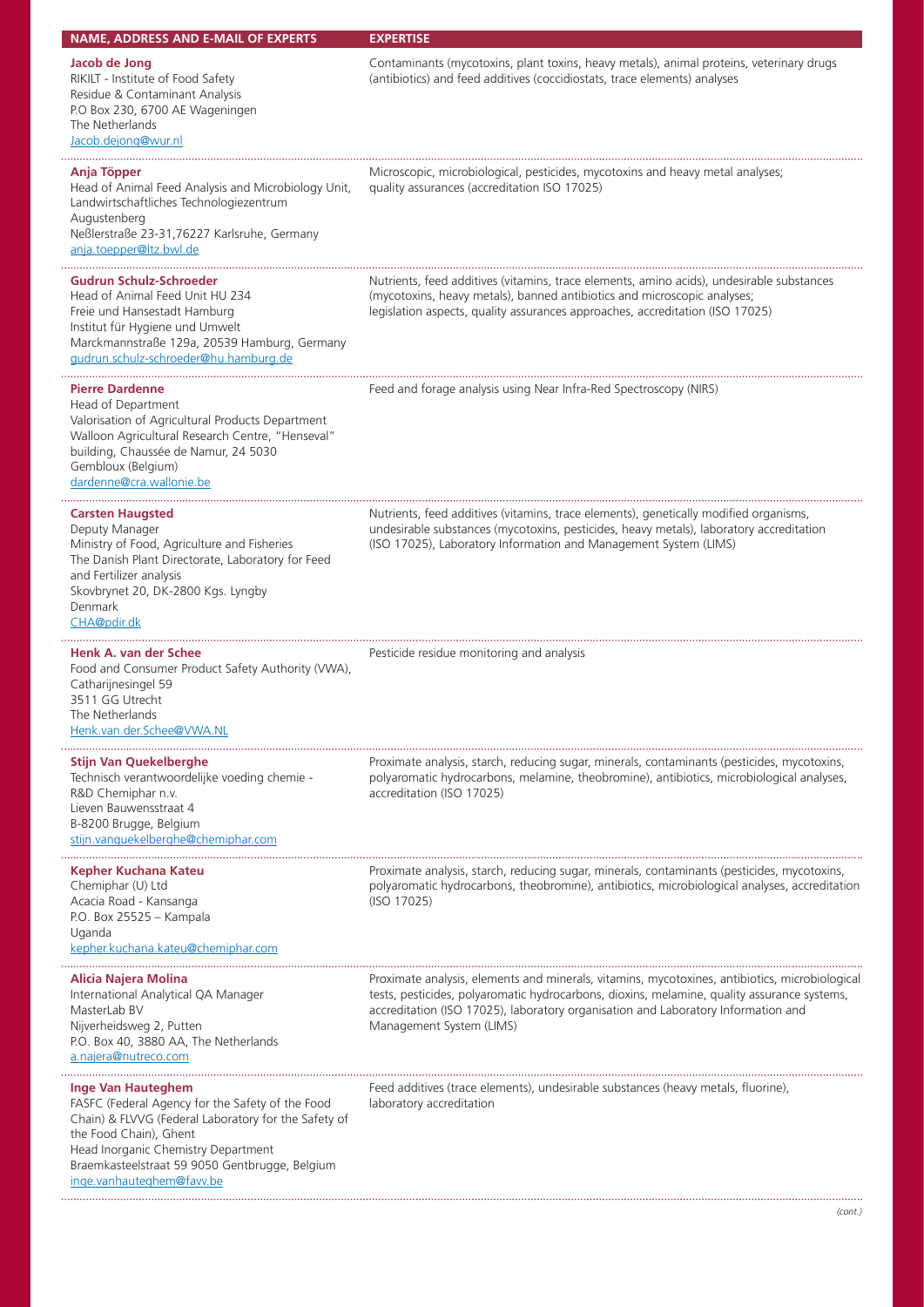| NAME, ADDRESS AND E-MAIL OF EXPERTS | EXPERTISE |
|---|---|
| **Jacob de Jong**<br>RIKILT - Institute of Food Safety<br>Residue & Contaminant Analysis<br>P.O Box 230, 6700 AE Wageningen<br>The Netherlands<br>Jacob.dejong@wur.nl | Contaminants (mycotoxins, plant toxins, heavy metals), animal proteins, veterinary drugs (antibiotics) and feed additives (coccidiostats, trace elements) analyses |
| **Anja Töpper**<br>Head of Animal Feed Analysis and Microbiology Unit, Landwirtschaftliches Technologiezentrum Augustenberg<br>Neßlerstraße 23-31,76227 Karlsruhe, Germany<br>anja.toepper@ltz.bwl.de | Microscopic, microbiological, pesticides, mycotoxins and heavy metal analyses; quality assurances (accreditation ISO 17025) |
| **Gudrun Schulz-Schroeder**<br>Head of Animal Feed Unit HU 234<br>Freie und Hansestadt Hamburg<br>Institut für Hygiene und Umwelt<br>Marckmannstraße 129a, 20539 Hamburg, Germany<br>gudrun.schulz-schroeder@hu.hamburg.de | Nutrients, feed additives (vitamins, trace elements, amino acids), undesirable substances (mycotoxins, heavy metals), banned antibiotics and microscopic analyses; legislation aspects, quality assurances approaches, accreditation (ISO 17025) |
| **Pierre Dardenne**<br>Head of Department<br>Valorisation of Agricultural Products Department<br>Walloon Agricultural Research Centre, "Henseval" building, Chaussée de Namur, 24 5030 Gembloux (Belgium)<br>dardenne@cra.wallonie.be | Feed and forage analysis using Near Infra-Red Spectroscopy (NIRS) |
| **Carsten Haugsted**<br>Deputy Manager<br>Ministry of Food, Agriculture and Fisheries<br>The Danish Plant Directorate, Laboratory for Feed and Fertilizer analysis<br>Skovbrynet 20, DK-2800 Kgs. Lyngby<br>Denmark<br>CHA@pdir.dk | Nutrients, feed additives (vitamins, trace elements), genetically modified organisms, undesirable substances (mycotoxins, pesticides, heavy metals), laboratory accreditation (ISO 17025), Laboratory Information and Management System (LIMS) |
| **Henk A. van der Schee**<br>Food and Consumer Product Safety Authority (VWA), Catharijnesingel 59<br>3511 GG Utrecht<br>The Netherlands<br>Henk.van.der.Schee@VWA.NL | Pesticide residue monitoring and analysis |
| **Stijn Van Quekelberghe**<br>Technisch verantwoordelijke voeding chemie - R&D Chemiphar n.v.<br>Lieven Bauwensstraat 4<br>B-8200 Brugge, Belgium<br>stijn.vanquekelberghe@chemiphar.com | Proximate analysis, starch, reducing sugar, minerals, contaminants (pesticides, mycotoxins, polyaromatic hydrocarbons, melamine, theobromine), antibiotics, microbiological analyses, accreditation (ISO 17025) |
| **Kepher Kuchana Kateu**<br>Chemiphar (U) Ltd<br>Acacia Road - Kansanga<br>P.O. Box 25525 – Kampala<br>Uganda<br>kepher.kuchana.kateu@chemiphar.com | Proximate analysis, starch, reducing sugar, minerals, contaminants (pesticides, mycotoxins, polyaromatic hydrocarbons, theobromine), antibiotics, microbiological analyses, accreditation (ISO 17025) |
| **Alicia Najera Molina**<br>International Analytical QA Manager<br>MasterLab BV<br>Nijverheidsweg 2, Putten<br>P.O. Box 40, 3880 AA, The Netherlands<br>a.najera@nutreco.com | Proximate analysis, elements and minerals, vitamins, mycotoxines, antibiotics, microbiological tests, pesticides, polyaromatic hydrocarbons, dioxins, melamine, quality assurance systems, accreditation (ISO 17025), laboratory organisation and Laboratory Information and Management System (LIMS) |
| **Inge Van Hauteghem**<br>FASFC (Federal Agency for the Safety of the Food Chain) & FLVVG (Federal Laboratory for the Safety of the Food Chain), Ghent<br>Head Inorganic Chemistry Department<br>Braemkasteelstraat 59 9050 Gentbrugge, Belgium<br>inge.vanhauteghem@favv.be | Feed additives (trace elements), undesirable substances (heavy metals, fluorine), laboratory accreditation |

*(cont.)*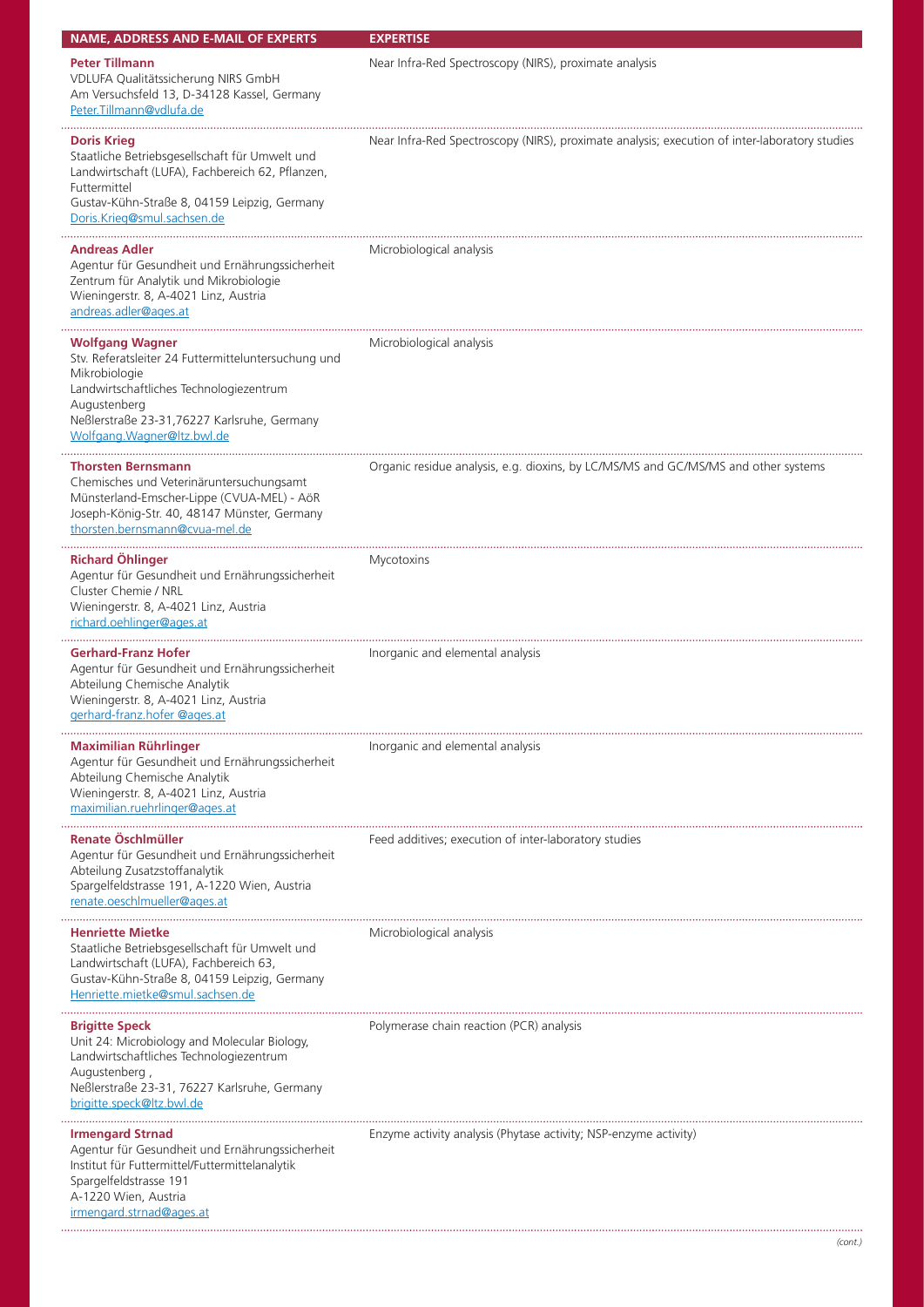| NAME, ADDRESS AND E-MAIL OF EXPERTS | EXPERTISE |
|---|---|
| **Peter Tillmann**<br>VDLUFA Qualitätssicherung NIRS GmbH<br>Am Versuchsfeld 13, D-34128 Kassel, Germany<br>Peter.Tillmann@vdlufa.de | Near Infra-Red Spectroscopy (NIRS), proximate analysis |
| **Doris Krieg**<br>Staatliche Betriebsgesellschaft für Umwelt und Landwirtschaft (LUFA), Fachbereich 62, Pflanzen, Futtermittel<br>Gustav-Kühn-Straße 8, 04159 Leipzig, Germany<br>Doris.Krieg@smul.sachsen.de | Near Infra-Red Spectroscopy (NIRS), proximate analysis; execution of inter-laboratory studies |
| **Andreas Adler**<br>Agentur für Gesundheit und Ernährungssicherheit<br>Zentrum für Analytik und Mikrobiologie<br>Wieningerstr. 8, A-4021 Linz, Austria<br>andreas.adler@ages.at | Microbiological analysis |
| **Wolfgang Wagner**<br>Stv. Referatsleiter 24 Futtermitteluntersuchung und Mikrobiologie<br>Landwirtschaftliches Technologiezentrum Augustenberg<br>Neßlerstraße 23-31,76227 Karlsruhe, Germany<br>Wolfgang.Wagner@ltz.bwl.de | Microbiological analysis |
| **Thorsten Bernsmann**<br>Chemisches und Veterinäruntersuchungsamt Münsterland-Emscher-Lippe (CVUA-MEL) - AöR<br>Joseph-König-Str. 40, 48147 Münster, Germany<br>thorsten.bernsmann@cvua-mel.de | Organic residue analysis, e.g. dioxins, by LC/MS/MS and GC/MS/MS and other systems |
| **Richard Öhlinger**<br>Agentur für Gesundheit und Ernährungssicherheit<br>Cluster Chemie / NRL<br>Wieningerstr. 8, A-4021 Linz, Austria<br>richard.oehlinger@ages.at | Mycotoxins |
| **Gerhard-Franz Hofer**<br>Agentur für Gesundheit und Ernährungssicherheit<br>Abteilung Chemische Analytik<br>Wieningerstr. 8, A-4021 Linz, Austria<br>gerhard-franz.hofer @ages.at | Inorganic and elemental analysis |
| **Maximilian Rührlinger**<br>Agentur für Gesundheit und Ernährungssicherheit<br>Abteilung Chemische Analytik<br>Wieningerstr. 8, A-4021 Linz, Austria<br>maximilian.ruehrlinger@ages.at | Inorganic and elemental analysis |
| **Renate Öschlmüller**<br>Agentur für Gesundheit und Ernährungssicherheit<br>Abteilung Zusatzstoffanalytik<br>Spargelfeldstrasse 191, A-1220 Wien, Austria<br>renate.oeschlmueller@ages.at | Feed additives; execution of inter-laboratory studies |
| **Henriette Mietke**<br>Staatliche Betriebsgesellschaft für Umwelt und Landwirtschaft (LUFA), Fachbereich 63,<br>Gustav-Kühn-Straße 8, 04159 Leipzig, Germany<br>Henriette.mietke@smul.sachsen.de | Microbiological analysis |
| **Brigitte Speck**<br>Unit 24: Microbiology and Molecular Biology, Landwirtschaftliches Technologiezentrum Augustenberg ,<br>Neßlerstraße 23-31, 76227 Karlsruhe, Germany<br>brigitte.speck@ltz.bwl.de | Polymerase chain reaction (PCR) analysis |
| **Irmengard Strnad**<br>Agentur für Gesundheit und Ernährungssicherheit<br>Institut für Futtermittel/Futtermittelanalytik<br>Spargelfeldstrasse 191<br>A-1220 Wien, Austria<br>irmengard.strnad@ages.at | Enzyme activity analysis (Phytase activity; NSP-enzyme activity) |

*(cont.)*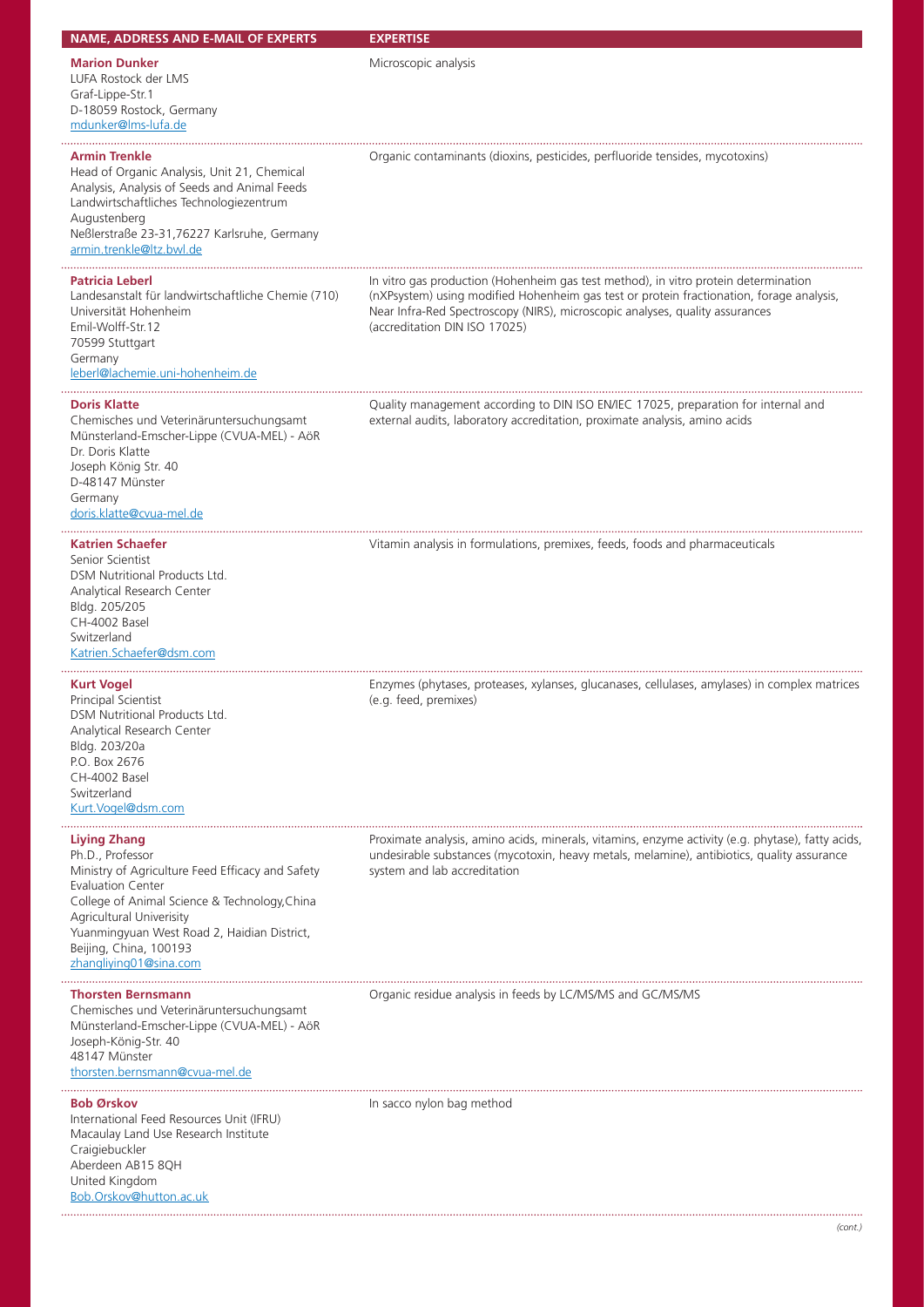| NAME, ADDRESS AND E-MAIL OF EXPERTS | EXPERTISE |
|---|---|
| **Marion Dunker**<br>LUFA Rostock der LMS<br>Graf-Lippe-Str.1<br>D-18059 Rostock, Germany<br>mdunker@lms-lufa.de | Microscopic analysis |
| **Armin Trenkle**<br>Head of Organic Analysis, Unit 21, Chemical Analysis, Analysis of Seeds and Animal Feeds<br>Landwirtschaftliches Technologiezentrum Augustenberg<br>Neßlerstraße 23-31,76227 Karlsruhe, Germany<br>armin.trenkle@ltz.bwl.de | Organic contaminants (dioxins, pesticides, perfluoride tensides, mycotoxins) |
| **Patricia Leberl**<br>Landesanstalt für landwirtschaftliche Chemie (710)<br>Universität Hohenheim<br>Emil-Wolff-Str.12<br>70599 Stuttgart<br>Germany<br>leberl@lachemie.uni-hohenheim.de | In vitro gas production (Hohenheim gas test method), in vitro protein determination (nXPsystem) using modified Hohenheim gas test or protein fractionation, forage analysis, Near Infra-Red Spectroscopy (NIRS), microscopic analyses, quality assurances (accreditation DIN ISO 17025) |
| **Doris Klatte**<br>Chemisches und Veterinäruntersuchungsamt Münsterland-Emscher-Lippe (CVUA-MEL) - AöR<br>Dr. Doris Klatte<br>Joseph König Str. 40<br>D-48147 Münster<br>Germany<br>doris.klatte@cvua-mel.de | Quality management according to DIN ISO EN/IEC 17025, preparation for internal and external audits, laboratory accreditation, proximate analysis, amino acids |
| **Katrien Schaefer**<br>Senior Scientist<br>DSM Nutritional Products Ltd.<br>Analytical Research Center<br>Bldg. 205/205<br>CH-4002 Basel<br>Switzerland<br>Katrien.Schaefer@dsm.com | Vitamin analysis in formulations, premixes, feeds, foods and pharmaceuticals |
| **Kurt Vogel**<br>Principal Scientist<br>DSM Nutritional Products Ltd.<br>Analytical Research Center<br>Bldg. 203/20a<br>P.O. Box 2676<br>CH-4002 Basel<br>Switzerland<br>Kurt.Vogel@dsm.com | Enzymes (phytases, proteases, xylanses, glucanases, cellulases, amylases) in complex matrices (e.g. feed, premixes) |
| **Liying Zhang**<br>Ph.D., Professor<br>Ministry of Agriculture Feed Efficacy and Safety Evaluation Center<br>College of Animal Science & Technology,China Agricultural Univerisity<br>Yuanmingyuan West Road 2, Haidian District, Beijing, China, 100193<br>zhangliying01@sina.com | Proximate analysis, amino acids, minerals, vitamins, enzyme activity (e.g. phytase), fatty acids, undesirable substances (mycotoxin, heavy metals, melamine), antibiotics, quality assurance system and lab accreditation |
| **Thorsten Bernsmann**<br>Chemisches und Veterinäruntersuchungsamt Münsterland-Emscher-Lippe (CVUA-MEL) - AöR<br>Joseph-König-Str. 40<br>48147 Münster<br>thorsten.bernsmann@cvua-mel.de | Organic residue analysis in feeds by LC/MS/MS and GC/MS/MS |
| **Bob Ørskov**<br>International Feed Resources Unit (IFRU)<br>Macaulay Land Use Research Institute<br>Craigiebuckler<br>Aberdeen AB15 8QH<br>United Kingdom<br>Bob.Orskov@hutton.ac.uk | In sacco nylon bag method |

*(cont.)*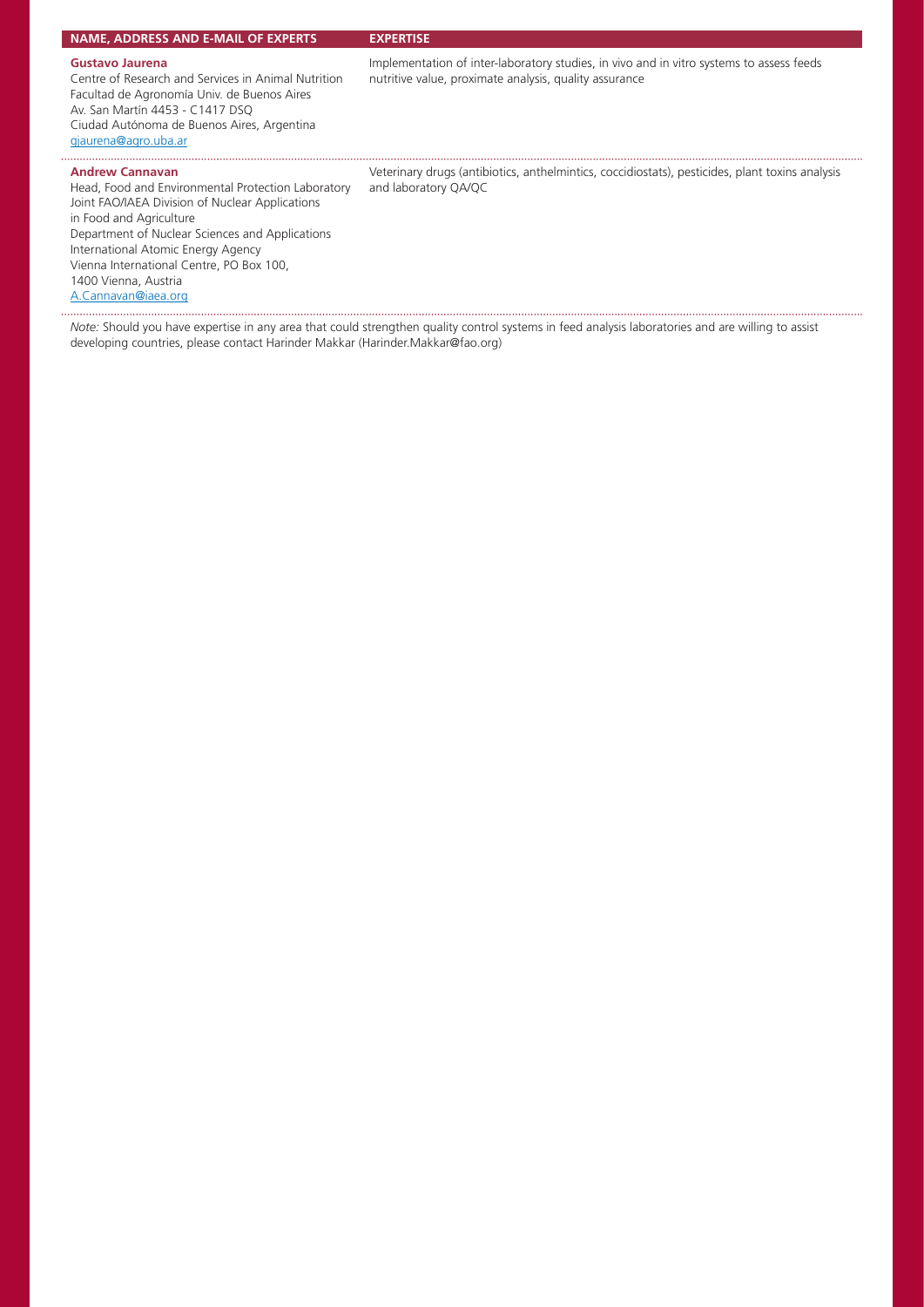| NAME, ADDRESS AND E-MAIL OF EXPERTS | EXPERTISE |
|---|---|
| **Gustavo Jaurena**<br>Centre of Research and Services in Animal Nutrition<br>Facultad de Agronomía Univ. de Buenos Aires<br>Av. San Martín 4453 - C1417 DSQ<br>Ciudad Autónoma de Buenos Aires, Argentina<br>gjaurena@agro.uba.ar | Implementation of inter-laboratory studies, in vivo and in vitro systems to assess feeds nutritive value, proximate analysis, quality assurance |
| **Andrew Cannavan**<br>Head, Food and Environmental Protection Laboratory<br>Joint FAO/IAEA Division of Nuclear Applications in Food and Agriculture<br>Department of Nuclear Sciences and Applications<br>International Atomic Energy Agency<br>Vienna International Centre, PO Box 100,<br>1400 Vienna, Austria<br>A.Cannavan@iaea.org | Veterinary drugs (antibiotics, anthelmintics, coccidiostats), pesticides, plant toxins analysis and laboratory QA/QC |

*Note:* Should you have expertise in any area that could strengthen quality control systems in feed analysis laboratories and are willing to assist developing countries, please contact Harinder Makkar (Harinder.Makkar@fao.org)